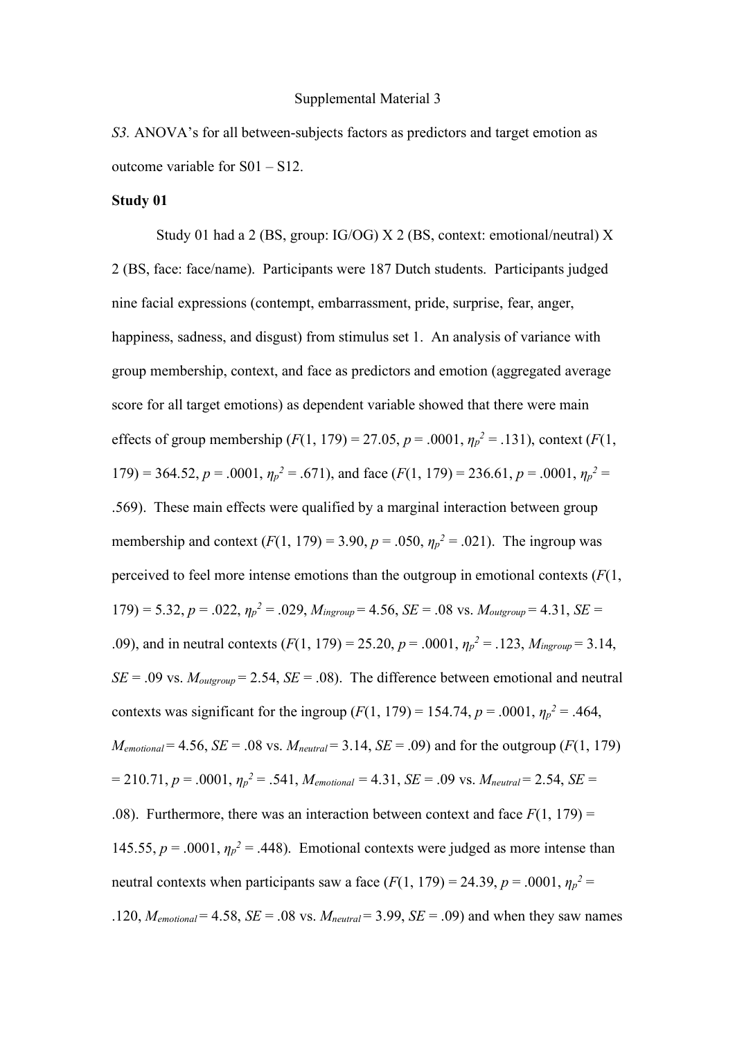Supplemental Material 3

*S3.* ANOVA's for all between-subjects factors as predictors and target emotion as outcome variable for S01 – S12.

**Study 01**

Study 01 had a 2 (BS, group: IG/OG) X 2 (BS, context: emotional/neutral) X 2 (BS, face: face/name). Participants were 187 Dutch students. Participants judged nine facial expressions (contempt, embarrassment, pride, surprise, fear, anger, happiness, sadness, and disgust) from stimulus set 1. An analysis of variance with group membership, context, and face as predictors and emotion (aggregated average score for all target emotions) as dependent variable showed that there were main effects of group membership ($F(1, 179) = 27.05$, $p = .0001$, $\eta_p^2 = .131$), context ($F(1, 179) = 364.52$, $p = .0001$, $\eta_p^2 = .671$), and face ($F(1, 179) = 236.61$, $p = .0001$, $\eta_p^2 = .569$). These main effects were qualified by a marginal interaction between group membership and context ($F(1, 179) = 3.90$, $p = .050$, $\eta_p^2 = .021$). The ingroup was perceived to feel more intense emotions than the outgroup in emotional contexts ($F(1, 179) = 5.32$, $p = .022$, $\eta_p^2 = .029$, $M_{ingroup} = 4.56$, $SE = .08$ vs. $M_{outgroup} = 4.31$, $SE = .09$), and in neutral contexts ($F(1, 179) = 25.20$, $p = .0001$, $\eta_p^2 = .123$, $M_{ingroup} = 3.14$, $SE = .09$ vs. $M_{outgroup} = 2.54$, $SE = .08$). The difference between emotional and neutral contexts was significant for the ingroup ($F(1, 179) = 154.74$, $p = .0001$, $\eta_p^2 = .464$, $M_{emotional} = 4.56$, $SE = .08$ vs. $M_{neutral} = 3.14$, $SE = .09$) and for the outgroup ($F(1, 179) = 210.71$, $p = .0001$, $\eta_p^2 = .541$, $M_{emotional} = 4.31$, $SE = .09$ vs. $M_{neutral} = 2.54$, $SE = .08$). Furthermore, there was an interaction between context and face $F(1, 179) = 145.55$, $p = .0001$, $\eta_p^2 = .448$). Emotional contexts were judged as more intense than neutral contexts when participants saw a face ($F(1, 179) = 24.39$, $p = .0001$, $\eta_p^2 = .120$, $M_{emotional} = 4.58$, $SE = .08$ vs. $M_{neutral} = 3.99$, $SE = .09$) and when they saw names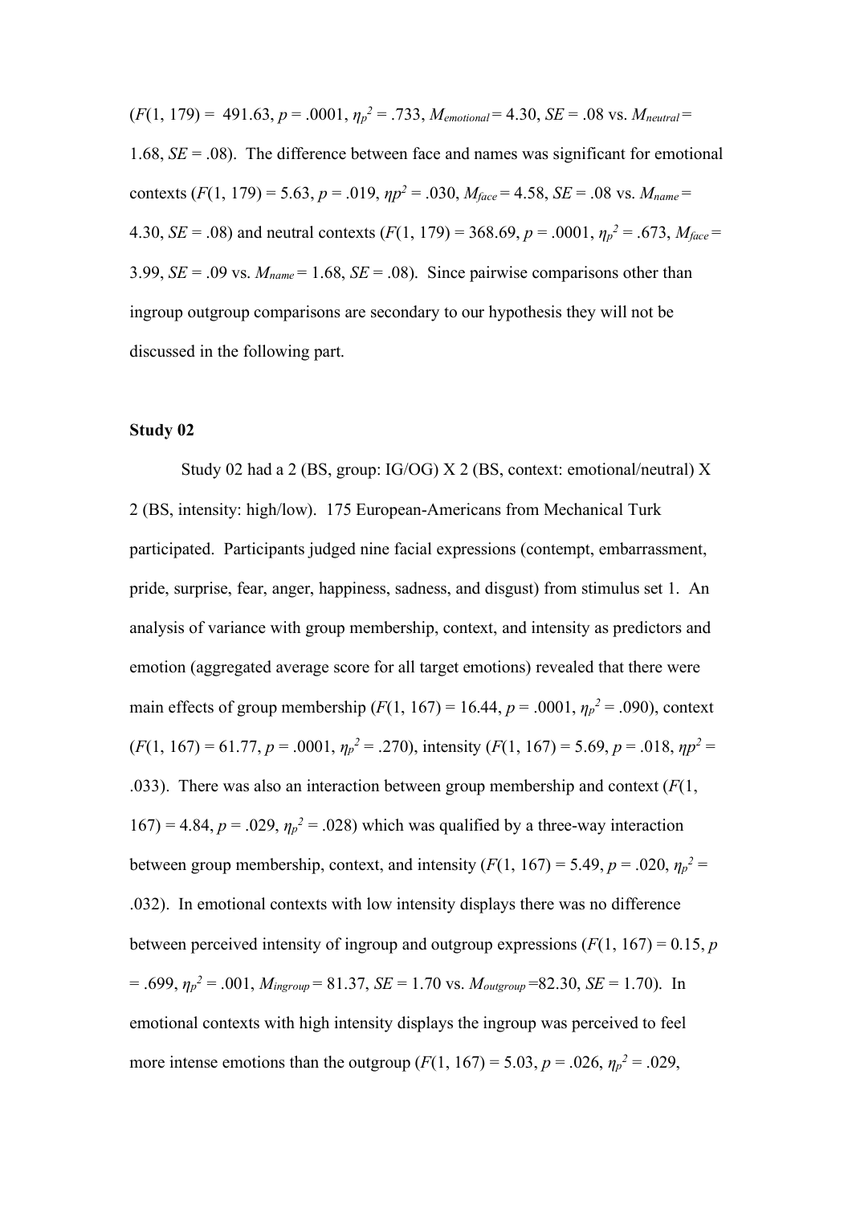($F(1, 179) = 491.63$, $p = .0001$, $\eta_p^2 = .733$, $M_{emotional} = 4.30$, $SE = .08$ vs. $M_{neutral} = 1.68$, $SE = .08$). The difference between face and names was significant for emotional contexts ($F(1, 179) = 5.63$, $p = .019$, $\eta p^2 = .030$, $M_{face} = 4.58$, $SE = .08$ vs. $M_{name} = 4.30$, $SE = .08$) and neutral contexts ($F(1, 179) = 368.69$, $p = .0001$, $\eta_p^2 = .673$, $M_{face} = 3.99$, $SE = .09$ vs. $M_{name} = 1.68$, $SE = .08$). Since pairwise comparisons other than ingroup outgroup comparisons are secondary to our hypothesis they will not be discussed in the following part.

**Study 02**

Study 02 had a 2 (BS, group: IG/OG) X 2 (BS, context: emotional/neutral) X 2 (BS, intensity: high/low). 175 European-Americans from Mechanical Turk participated. Participants judged nine facial expressions (contempt, embarrassment, pride, surprise, fear, anger, happiness, sadness, and disgust) from stimulus set 1. An analysis of variance with group membership, context, and intensity as predictors and emotion (aggregated average score for all target emotions) revealed that there were main effects of group membership ($F(1, 167) = 16.44$, $p = .0001$, $\eta_p^2 = .090$), context ($F(1, 167) = 61.77$, $p = .0001$, $\eta_p^2 = .270$), intensity ($F(1, 167) = 5.69$, $p = .018$, $\eta p^2 = .033$). There was also an interaction between group membership and context ($F(1, 167) = 4.84$, $p = .029$, $\eta_p^2 = .028$) which was qualified by a three-way interaction between group membership, context, and intensity ($F(1, 167) = 5.49$, $p = .020$, $\eta_p^2 = .032$). In emotional contexts with low intensity displays there was no difference between perceived intensity of ingroup and outgroup expressions ($F(1, 167) = 0.15$, $p = .699$, $\eta_p^2 = .001$, $M_{ingroup} = 81.37$, $SE = 1.70$ vs. $M_{outgroup} = 82.30$, $SE = 1.70$). In emotional contexts with high intensity displays the ingroup was perceived to feel more intense emotions than the outgroup ($F(1, 167) = 5.03$, $p = .026$, $\eta_p^2 = .029$,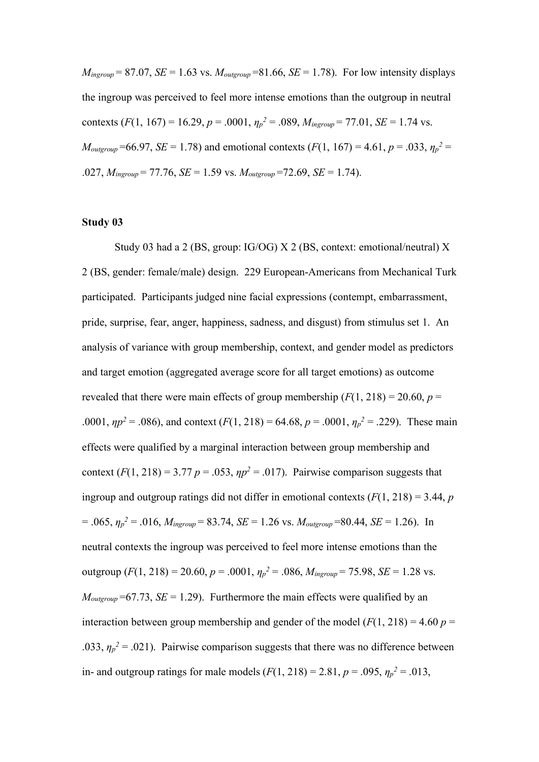$M_{ingroup}$ = 87.07, *SE* = 1.63 vs. $M_{outgroup}$ =81.66, *SE* = 1.78). For low intensity displays the ingroup was perceived to feel more intense emotions than the outgroup in neutral contexts ($F(1, 167) = 16.29$, $p = .0001$, $\eta_p^2 = .089$, $M_{ingroup}$ = 77.01, *SE* = 1.74 vs. $M_{outgroup}$ =66.97, *SE* = 1.78) and emotional contexts ($F(1, 167) = 4.61$, $p = .033$, $\eta_p^2 = .027$, $M_{ingroup}$ = 77.76, *SE* = 1.59 vs. $M_{outgroup}$ =72.69, *SE* = 1.74).

**Study 03**

Study 03 had a 2 (BS, group: IG/OG) X 2 (BS, context: emotional/neutral) X 2 (BS, gender: female/male) design. 229 European-Americans from Mechanical Turk participated. Participants judged nine facial expressions (contempt, embarrassment, pride, surprise, fear, anger, happiness, sadness, and disgust) from stimulus set 1. An analysis of variance with group membership, context, and gender model as predictors and target emotion (aggregated average score for all target emotions) as outcome revealed that there were main effects of group membership ($F(1, 218) = 20.60$, $p = .0001$, $\eta p^2 = .086$), and context ($F(1, 218) = 64.68$, $p = .0001$, $\eta_p^2 = .229$). These main effects were qualified by a marginal interaction between group membership and context ($F(1, 218) = 3.77$ $p = .053$, $\eta p^2 = .017$). Pairwise comparison suggests that ingroup and outgroup ratings did not differ in emotional contexts ($F(1, 218) = 3.44$, $p = .065$, $\eta_p^2 = .016$, $M_{ingroup}$ = 83.74, *SE* = 1.26 vs. $M_{outgroup}$ =80.44, *SE* = 1.26). In neutral contexts the ingroup was perceived to feel more intense emotions than the outgroup ($F(1, 218) = 20.60$, $p = .0001$, $\eta_p^2 = .086$, $M_{ingroup}$ = 75.98, *SE* = 1.28 vs. $M_{outgroup}$ =67.73, *SE* = 1.29). Furthermore the main effects were qualified by an interaction between group membership and gender of the model ($F(1, 218) = 4.60$ $p = .033$, $\eta_p^2 = .021$). Pairwise comparison suggests that there was no difference between in- and outgroup ratings for male models ($F(1, 218) = 2.81$, $p = .095$, $\eta_p^2 = .013$,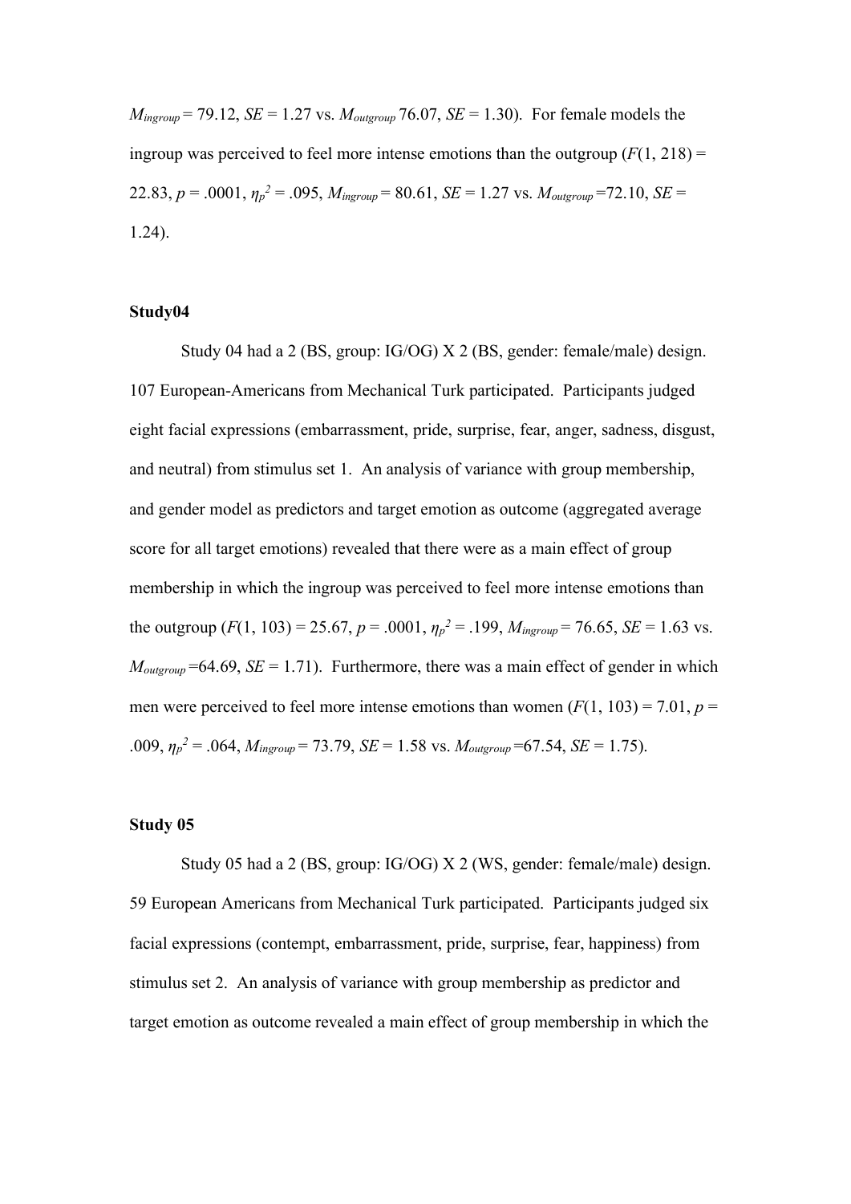$M_{ingroup}$ = 79.12, $SE$ = 1.27 vs. $M_{outgroup}$ 76.07, $SE$ = 1.30). For female models the ingroup was perceived to feel more intense emotions than the outgroup ($F(1, 218)$ = 22.83, $p$ = .0001, $\eta_p^2$ = .095, $M_{ingroup}$ = 80.61, $SE$ = 1.27 vs. $M_{outgroup}$ =72.10, $SE$ = 1.24).

**Study04**

Study 04 had a 2 (BS, group: IG/OG) X 2 (BS, gender: female/male) design. 107 European-Americans from Mechanical Turk participated. Participants judged eight facial expressions (embarrassment, pride, surprise, fear, anger, sadness, disgust, and neutral) from stimulus set 1. An analysis of variance with group membership, and gender model as predictors and target emotion as outcome (aggregated average score for all target emotions) revealed that there were as a main effect of group membership in which the ingroup was perceived to feel more intense emotions than the outgroup ($F(1, 103)$ = 25.67, $p$ = .0001, $\eta_p^2$ = .199, $M_{ingroup}$ = 76.65, $SE$ = 1.63 vs. $M_{outgroup}$ =64.69, $SE$ = 1.71). Furthermore, there was a main effect of gender in which men were perceived to feel more intense emotions than women ($F(1, 103)$ = 7.01, $p$ = .009, $\eta_p^2$ = .064, $M_{ingroup}$ = 73.79, $SE$ = 1.58 vs. $M_{outgroup}$ =67.54, $SE$ = 1.75).

**Study 05**

Study 05 had a 2 (BS, group: IG/OG) X 2 (WS, gender: female/male) design. 59 European Americans from Mechanical Turk participated. Participants judged six facial expressions (contempt, embarrassment, pride, surprise, fear, happiness) from stimulus set 2. An analysis of variance with group membership as predictor and target emotion as outcome revealed a main effect of group membership in which the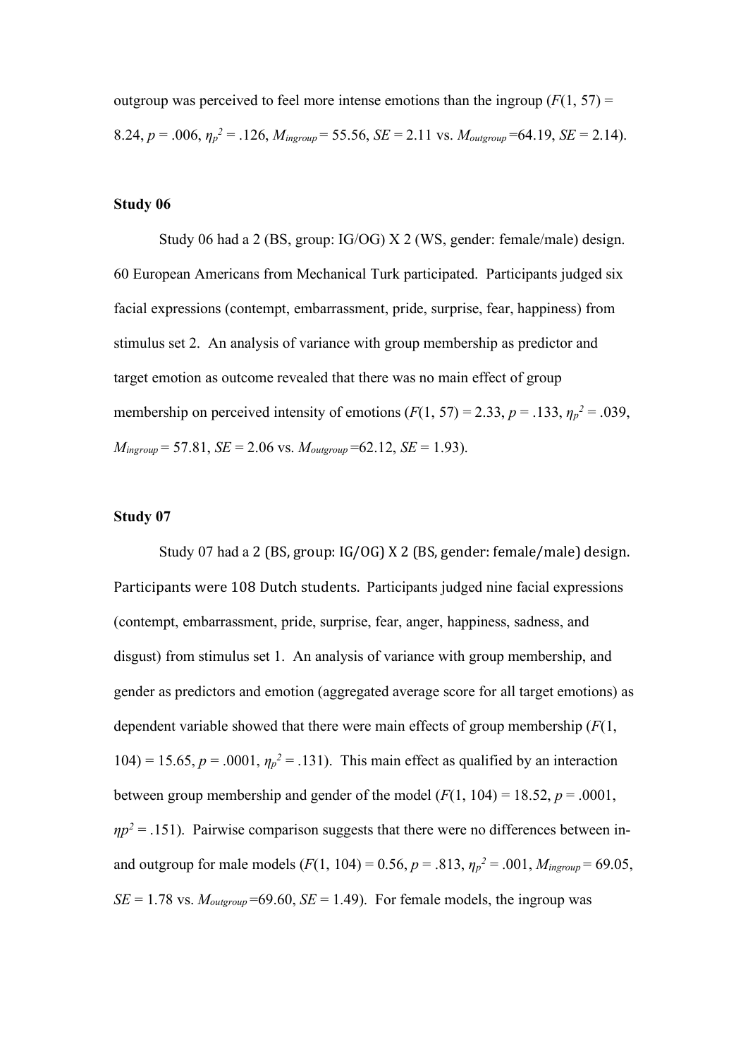outgroup was perceived to feel more intense emotions than the ingroup ($F(1, 57) = 8.24$, $p = .006$, $\eta_p^2 = .126$, $M_{ingroup} = 55.56$, $SE = 2.11$ vs. $M_{outgroup} = 64.19$, $SE = 2.14$).

### Study 06

Study 06 had a 2 (BS, group: IG/OG) X 2 (WS, gender: female/male) design. 60 European Americans from Mechanical Turk participated. Participants judged six facial expressions (contempt, embarrassment, pride, surprise, fear, happiness) from stimulus set 2. An analysis of variance with group membership as predictor and target emotion as outcome revealed that there was no main effect of group membership on perceived intensity of emotions ($F(1, 57) = 2.33$, $p = .133$, $\eta_p^2 = .039$, $M_{ingroup} = 57.81$, $SE = 2.06$ vs. $M_{outgroup} = 62.12$, $SE = 1.93$).

### Study 07

Study 07 had a 2 (BS, group: IG/OG) X 2 (BS, gender: female/male) design. Participants were 108 Dutch students. Participants judged nine facial expressions (contempt, embarrassment, pride, surprise, fear, anger, happiness, sadness, and disgust) from stimulus set 1. An analysis of variance with group membership, and gender as predictors and emotion (aggregated average score for all target emotions) as dependent variable showed that there were main effects of group membership ($F(1, 104) = 15.65$, $p = .0001$, $\eta_p^2 = .131$). This main effect as qualified by an interaction between group membership and gender of the model ($F(1, 104) = 18.52$, $p = .0001$, $\eta p^2 = .151$). Pairwise comparison suggests that there were no differences between in- and outgroup for male models ($F(1, 104) = 0.56$, $p = .813$, $\eta_p^2 = .001$, $M_{ingroup} = 69.05$, $SE = 1.78$ vs. $M_{outgroup} = 69.60$, $SE = 1.49$). For female models, the ingroup was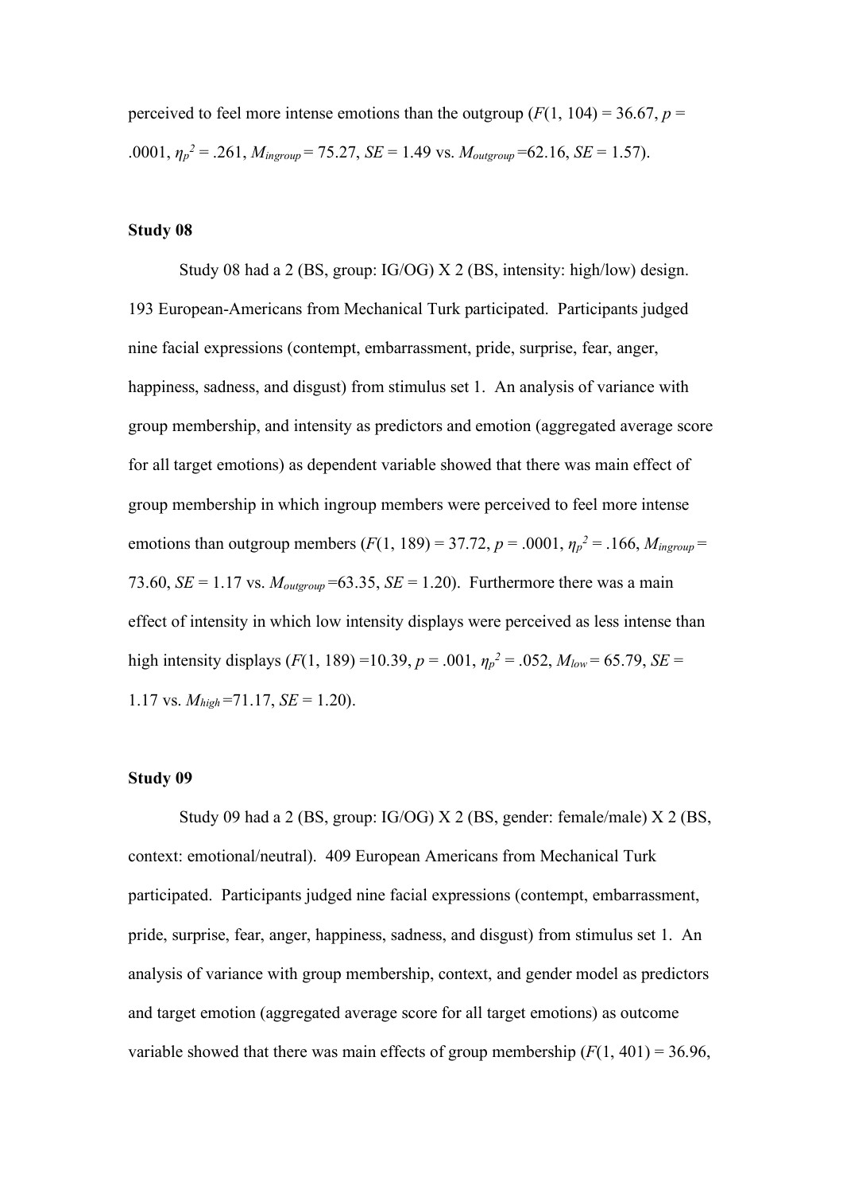perceived to feel more intense emotions than the outgroup ($F(1, 104) = 36.67$, $p = .0001$, $\eta_p^2 = .261$, $M_{ingroup} = 75.27$, $SE = 1.49$ vs. $M_{outgroup} = 62.16$, $SE = 1.57$).

**Study 08**

Study 08 had a 2 (BS, group: IG/OG) X 2 (BS, intensity: high/low) design. 193 European-Americans from Mechanical Turk participated. Participants judged nine facial expressions (contempt, embarrassment, pride, surprise, fear, anger, happiness, sadness, and disgust) from stimulus set 1. An analysis of variance with group membership, and intensity as predictors and emotion (aggregated average score for all target emotions) as dependent variable showed that there was main effect of group membership in which ingroup members were perceived to feel more intense emotions than outgroup members ($F(1, 189) = 37.72$, $p = .0001$, $\eta_p^2 = .166$, $M_{ingroup} = 73.60$, $SE = 1.17$ vs. $M_{outgroup} = 63.35$, $SE = 1.20$). Furthermore there was a main effect of intensity in which low intensity displays were perceived as less intense than high intensity displays ($F(1, 189) = 10.39$, $p = .001$, $\eta_p^2 = .052$, $M_{low} = 65.79$, $SE = 1.17$ vs. $M_{high} = 71.17$, $SE = 1.20$).

**Study 09**

Study 09 had a 2 (BS, group: IG/OG) X 2 (BS, gender: female/male) X 2 (BS, context: emotional/neutral). 409 European Americans from Mechanical Turk participated. Participants judged nine facial expressions (contempt, embarrassment, pride, surprise, fear, anger, happiness, sadness, and disgust) from stimulus set 1. An analysis of variance with group membership, context, and gender model as predictors and target emotion (aggregated average score for all target emotions) as outcome variable showed that there was main effects of group membership ($F(1, 401) = 36.96$,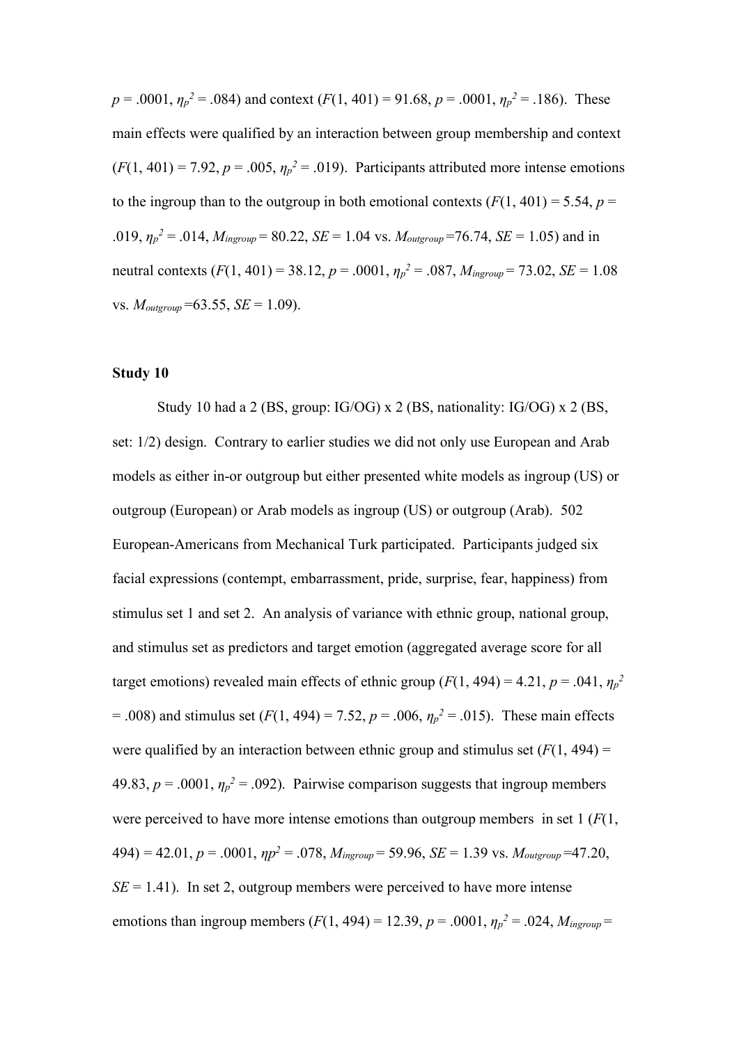$p$ = .0001, $\eta_p^2$ = .084) and context ($F$(1, 401) = 91.68, $p$ = .0001, $\eta_p^2$ = .186). These main effects were qualified by an interaction between group membership and context ($F$(1, 401) = 7.92, $p$ = .005, $\eta_p^2$ = .019). Participants attributed more intense emotions to the ingroup than to the outgroup in both emotional contexts ($F$(1, 401) = 5.54, $p$ = .019, $\eta_p^2$ = .014, $M_{ingroup}$ = 80.22, $SE$ = 1.04 vs. $M_{outgroup}$ =76.74, $SE$ = 1.05) and in neutral contexts ($F$(1, 401) = 38.12, $p$ = .0001, $\eta_p^2$ = .087, $M_{ingroup}$ = 73.02, $SE$ = 1.08 vs. $M_{outgroup}$ =63.55, $SE$ = 1.09).

**Study 10**

Study 10 had a 2 (BS, group: IG/OG) x 2 (BS, nationality: IG/OG) x 2 (BS, set: 1/2) design. Contrary to earlier studies we did not only use European and Arab models as either in-or outgroup but either presented white models as ingroup (US) or outgroup (European) or Arab models as ingroup (US) or outgroup (Arab). 502 European-Americans from Mechanical Turk participated. Participants judged six facial expressions (contempt, embarrassment, pride, surprise, fear, happiness) from stimulus set 1 and set 2. An analysis of variance with ethnic group, national group, and stimulus set as predictors and target emotion (aggregated average score for all target emotions) revealed main effects of ethnic group ($F$(1, 494) = 4.21, $p$ = .041, $\eta_p^2$ = .008) and stimulus set ($F$(1, 494) = 7.52, $p$ = .006, $\eta_p^2$ = .015). These main effects were qualified by an interaction between ethnic group and stimulus set ($F$(1, 494) = 49.83, $p$ = .0001, $\eta_p^2$ = .092). Pairwise comparison suggests that ingroup members were perceived to have more intense emotions than outgroup members in set 1 ($F$(1, 494) = 42.01, $p$ = .0001, $\eta p^2$ = .078, $M_{ingroup}$ = 59.96, $SE$ = 1.39 vs. $M_{outgroup}$ =47.20, $SE$ = 1.41). In set 2, outgroup members were perceived to have more intense emotions than ingroup members ($F$(1, 494) = 12.39, $p$ = .0001, $\eta_p^2$ = .024, $M_{ingroup}$ =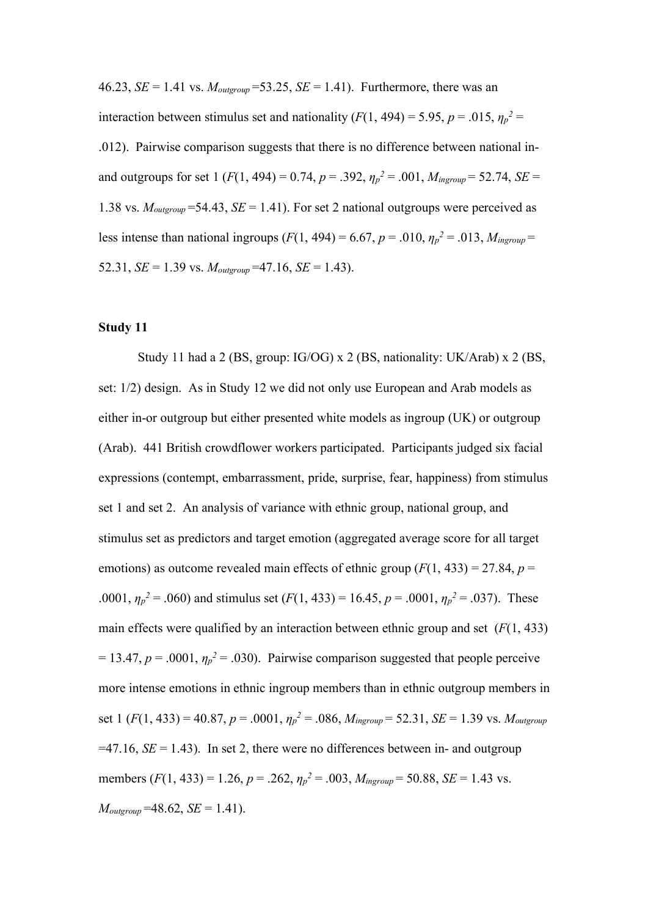46.23, $SE$ = 1.41 vs. $M_{outgroup}$ =53.25, $SE$ = 1.41). Furthermore, there was an interaction between stimulus set and nationality ($F$(1, 494) = 5.95, $p$ = .015, $\eta_p^2$ = .012). Pairwise comparison suggests that there is no difference between national in- and outgroups for set 1 ($F$(1, 494) = 0.74, $p$ = .392, $\eta_p^2$ = .001, $M_{ingroup}$ = 52.74, $SE$ = 1.38 vs. $M_{outgroup}$ =54.43, $SE$ = 1.41). For set 2 national outgroups were perceived as less intense than national ingroups ($F$(1, 494) = 6.67, $p$ = .010, $\eta_p^2$ = .013, $M_{ingroup}$ = 52.31, $SE$ = 1.39 vs. $M_{outgroup}$ =47.16, $SE$ = 1.43).

**Study 11**

Study 11 had a 2 (BS, group: IG/OG) x 2 (BS, nationality: UK/Arab) x 2 (BS, set: 1/2) design. As in Study 12 we did not only use European and Arab models as either in-or outgroup but either presented white models as ingroup (UK) or outgroup (Arab). 441 British crowdflower workers participated. Participants judged six facial expressions (contempt, embarrassment, pride, surprise, fear, happiness) from stimulus set 1 and set 2. An analysis of variance with ethnic group, national group, and stimulus set as predictors and target emotion (aggregated average score for all target emotions) as outcome revealed main effects of ethnic group ($F$(1, 433) = 27.84, $p$ = .0001, $\eta_p^2$ = .060) and stimulus set ($F$(1, 433) = 16.45, $p$ = .0001, $\eta_p^2$ = .037). These main effects were qualified by an interaction between ethnic group and set ($F$(1, 433) = 13.47, $p$ = .0001, $\eta_p^2$ = .030). Pairwise comparison suggested that people perceive more intense emotions in ethnic ingroup members than in ethnic outgroup members in set 1 ($F$(1, 433) = 40.87, $p$ = .0001, $\eta_p^2$ = .086, $M_{ingroup}$ = 52.31, $SE$ = 1.39 vs. $M_{outgroup}$ =47.16, $SE$ = 1.43). In set 2, there were no differences between in- and outgroup members ($F$(1, 433) = 1.26, $p$ = .262, $\eta_p^2$ = .003, $M_{ingroup}$ = 50.88, $SE$ = 1.43 vs. $M_{outgroup}$ =48.62, $SE$ = 1.41).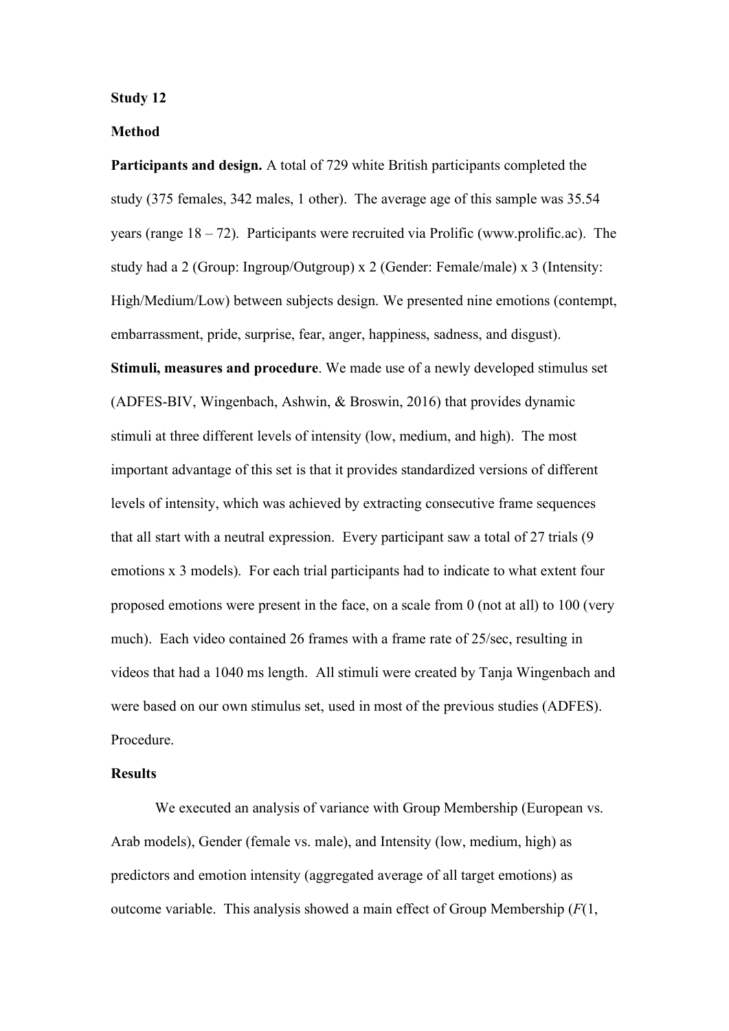**Study 12**

**Method**

**Participants and design.** A total of 729 white British participants completed the study (375 females, 342 males, 1 other). The average age of this sample was 35.54 years (range 18 – 72). Participants were recruited via Prolific (www.prolific.ac). The study had a 2 (Group: Ingroup/Outgroup) x 2 (Gender: Female/male) x 3 (Intensity: High/Medium/Low) between subjects design. We presented nine emotions (contempt, embarrassment, pride, surprise, fear, anger, happiness, sadness, and disgust).

**Stimuli, measures and procedure**. We made use of a newly developed stimulus set (ADFES-BIV, Wingenbach, Ashwin, & Broswin, 2016) that provides dynamic stimuli at three different levels of intensity (low, medium, and high). The most important advantage of this set is that it provides standardized versions of different levels of intensity, which was achieved by extracting consecutive frame sequences that all start with a neutral expression. Every participant saw a total of 27 trials (9 emotions x 3 models). For each trial participants had to indicate to what extent four proposed emotions were present in the face, on a scale from 0 (not at all) to 100 (very much). Each video contained 26 frames with a frame rate of 25/sec, resulting in videos that had a 1040 ms length. All stimuli were created by Tanja Wingenbach and were based on our own stimulus set, used in most of the previous studies (ADFES). Procedure.

**Results**

We executed an analysis of variance with Group Membership (European vs. Arab models), Gender (female vs. male), and Intensity (low, medium, high) as predictors and emotion intensity (aggregated average of all target emotions) as outcome variable. This analysis showed a main effect of Group Membership ($F$(1,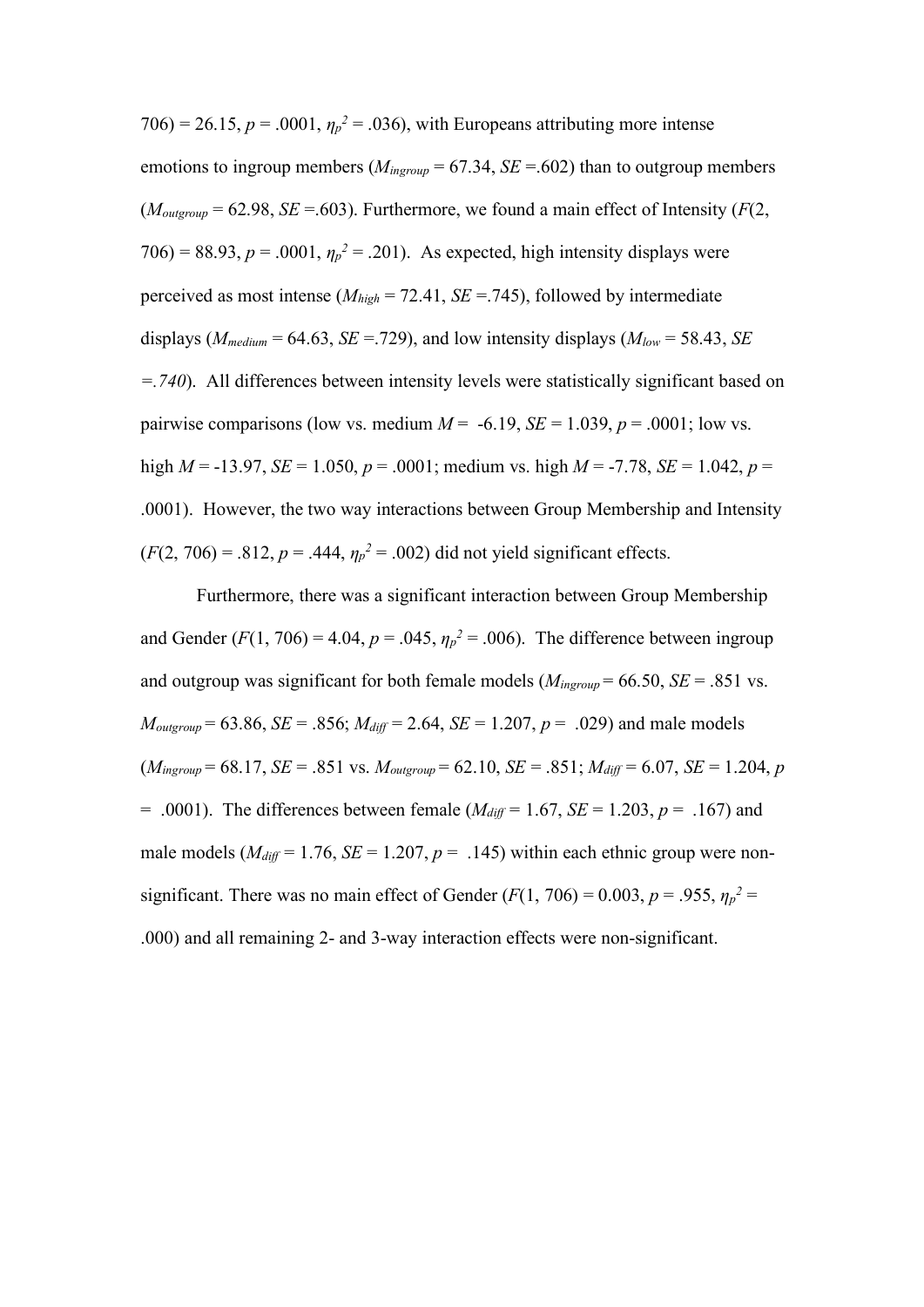706) = 26.15, $p$ = .0001, $\eta_p^2$ = .036), with Europeans attributing more intense emotions to ingroup members ($M_{ingroup}$ = 67.34, $SE$ =.602) than to outgroup members ($M_{outgroup}$ = 62.98, $SE$ =.603). Furthermore, we found a main effect of Intensity ($F$(2, 706) = 88.93, $p$ = .0001, $\eta_p^2$ = .201). As expected, high intensity displays were perceived as most intense ($M_{high}$ = 72.41, $SE$ =.745), followed by intermediate displays ($M_{medium}$ = 64.63, $SE$ =.729), and low intensity displays ($M_{low}$ = 58.43, $SE$ =.740). All differences between intensity levels were statistically significant based on pairwise comparisons (low vs. medium $M$ = -6.19, $SE$ = 1.039, $p$ = .0001; low vs. high $M$ = -13.97, $SE$ = 1.050, $p$ = .0001; medium vs. high $M$ = -7.78, $SE$ = 1.042, $p$ = .0001). However, the two way interactions between Group Membership and Intensity ($F$(2, 706) = .812, $p$ = .444, $\eta_p^2$ = .002) did not yield significant effects.

Furthermore, there was a significant interaction between Group Membership and Gender ($F$(1, 706) = 4.04, $p$ = .045, $\eta_p^2$ = .006). The difference between ingroup and outgroup was significant for both female models ($M_{ingroup}$ = 66.50, $SE$ = .851 vs. $M_{outgroup}$ = 63.86, $SE$ = .856; $M_{diff}$ = 2.64, $SE$ = 1.207, $p$ = .029) and male models ($M_{ingroup}$ = 68.17, $SE$ = .851 vs. $M_{outgroup}$ = 62.10, $SE$ = .851; $M_{diff}$ = 6.07, $SE$ = 1.204, $p$ = .0001). The differences between female ($M_{diff}$ = 1.67, $SE$ = 1.203, $p$ = .167) and male models ($M_{diff}$ = 1.76, $SE$ = 1.207, $p$ = .145) within each ethnic group were non-significant. There was no main effect of Gender ($F$(1, 706) = 0.003, $p$ = .955, $\eta_p^2$ = .000) and all remaining 2- and 3-way interaction effects were non-significant.